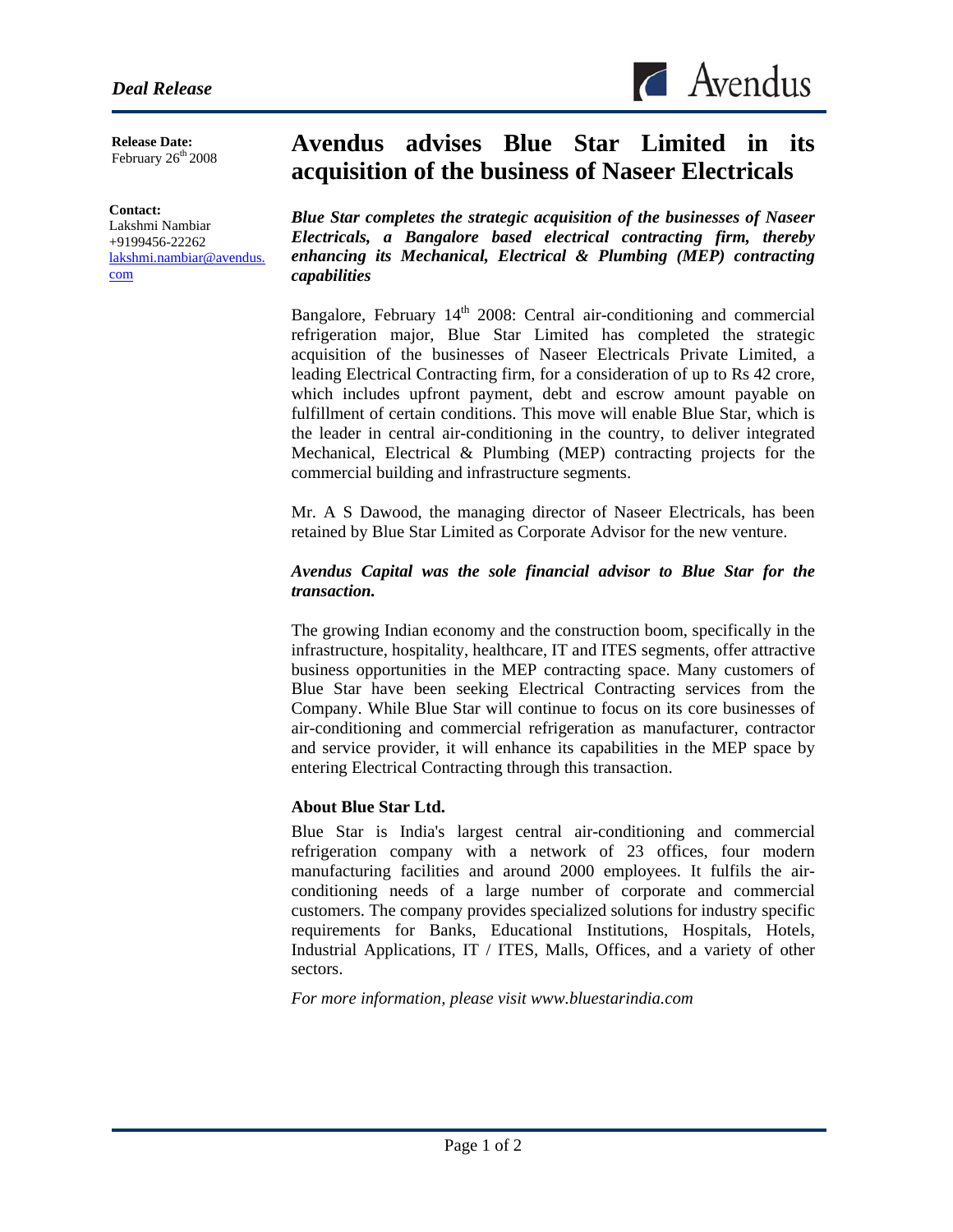*Deal Release*

**Release Date:**
February 26th 2008

**Contact:**
Lakshmi Nambiar
+9199456-22262
lakshmi.nambiar@avendus.com

# Avendus advises Blue Star Limited in its acquisition of the business of Naseer Electricals

***Blue Star completes the strategic acquisition of the businesses of Naseer Electricals, a Bangalore based electrical contracting firm, thereby enhancing its Mechanical, Electrical & Plumbing (MEP) contracting capabilities***

Bangalore, February 14th 2008: Central air-conditioning and commercial refrigeration major, Blue Star Limited has completed the strategic acquisition of the businesses of Naseer Electricals Private Limited, a leading Electrical Contracting firm, for a consideration of up to Rs 42 crore, which includes upfront payment, debt and escrow amount payable on fulfillment of certain conditions. This move will enable Blue Star, which is the leader in central air-conditioning in the country, to deliver integrated Mechanical, Electrical & Plumbing (MEP) contracting projects for the commercial building and infrastructure segments.

Mr. A S Dawood, the managing director of Naseer Electricals, has been retained by Blue Star Limited as Corporate Advisor for the new venture.

***Avendus Capital was the sole financial advisor to Blue Star for the transaction.***

The growing Indian economy and the construction boom, specifically in the infrastructure, hospitality, healthcare, IT and ITES segments, offer attractive business opportunities in the MEP contracting space. Many customers of Blue Star have been seeking Electrical Contracting services from the Company. While Blue Star will continue to focus on its core businesses of air-conditioning and commercial refrigeration as manufacturer, contractor and service provider, it will enhance its capabilities in the MEP space by entering Electrical Contracting through this transaction.

**About Blue Star Ltd.**

Blue Star is India's largest central air-conditioning and commercial refrigeration company with a network of 23 offices, four modern manufacturing facilities and around 2000 employees. It fulfils the air-conditioning needs of a large number of corporate and commercial customers. The company provides specialized solutions for industry specific requirements for Banks, Educational Institutions, Hospitals, Hotels, Industrial Applications, IT / ITES, Malls, Offices, and a variety of other sectors.

*For more information, please visit www.bluestarindia.com*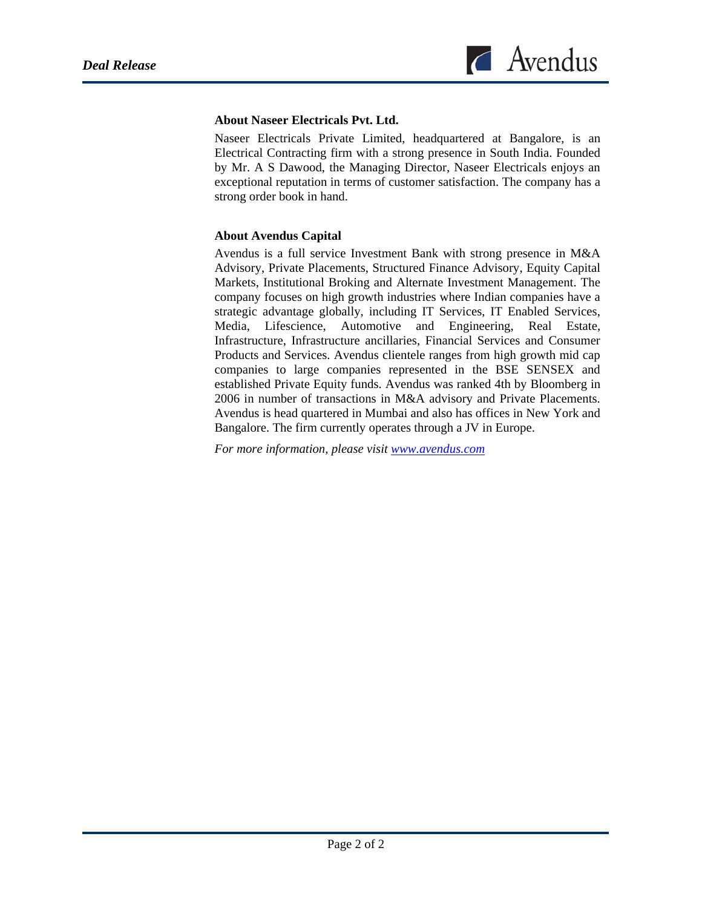### About Naseer Electricals Pvt. Ltd.

Naseer Electricals Private Limited, headquartered at Bangalore, is an Electrical Contracting firm with a strong presence in South India. Founded by Mr. A S Dawood, the Managing Director, Naseer Electricals enjoys an exceptional reputation in terms of customer satisfaction. The company has a strong order book in hand.

### About Avendus Capital

Avendus is a full service Investment Bank with strong presence in M&A Advisory, Private Placements, Structured Finance Advisory, Equity Capital Markets, Institutional Broking and Alternate Investment Management. The company focuses on high growth industries where Indian companies have a strategic advantage globally, including IT Services, IT Enabled Services, Media, Lifescience, Automotive and Engineering, Real Estate, Infrastructure, Infrastructure ancillaries, Financial Services and Consumer Products and Services. Avendus clientele ranges from high growth mid cap companies to large companies represented in the BSE SENSEX and established Private Equity funds. Avendus was ranked 4th by Bloomberg in 2006 in number of transactions in M&A advisory and Private Placements. Avendus is head quartered in Mumbai and also has offices in New York and Bangalore. The firm currently operates through a JV in Europe.

*For more information, please visit [www.avendus.com](http://www.avendus.com)*